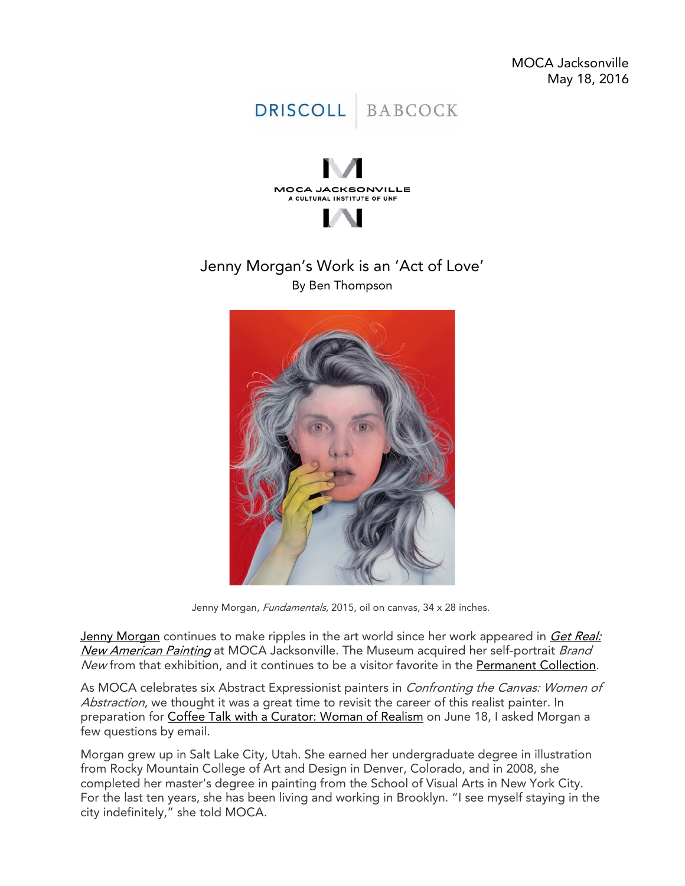MOCA Jacksonville
May 18, 2016

DRISCOLL | BABCOCK

MOCA JACKSONVILLE
A CULTURAL INSTITUTE OF UNF

# Jenny Morgan's Work is an 'Act of Love'

By Ben Thompson

Jenny Morgan, *Fundamentals*, 2015, oil on canvas, 34 x 28 inches.

Jenny Morgan continues to make ripples in the art world since her work appeared in *Get Real: New American Painting* at MOCA Jacksonville. The Museum acquired her self-portrait *Brand New* from that exhibition, and it continues to be a visitor favorite in the Permanent Collection.

As MOCA celebrates six Abstract Expressionist painters in *Confronting the Canvas: Women of Abstraction*, we thought it was a great time to revisit the career of this realist painter. In preparation for Coffee Talk with a Curator: Woman of Realism on June 18, I asked Morgan a few questions by email.

Morgan grew up in Salt Lake City, Utah. She earned her undergraduate degree in illustration from Rocky Mountain College of Art and Design in Denver, Colorado, and in 2008, she completed her master's degree in painting from the School of Visual Arts in New York City. For the last ten years, she has been living and working in Brooklyn. "I see myself staying in the city indefinitely," she told MOCA.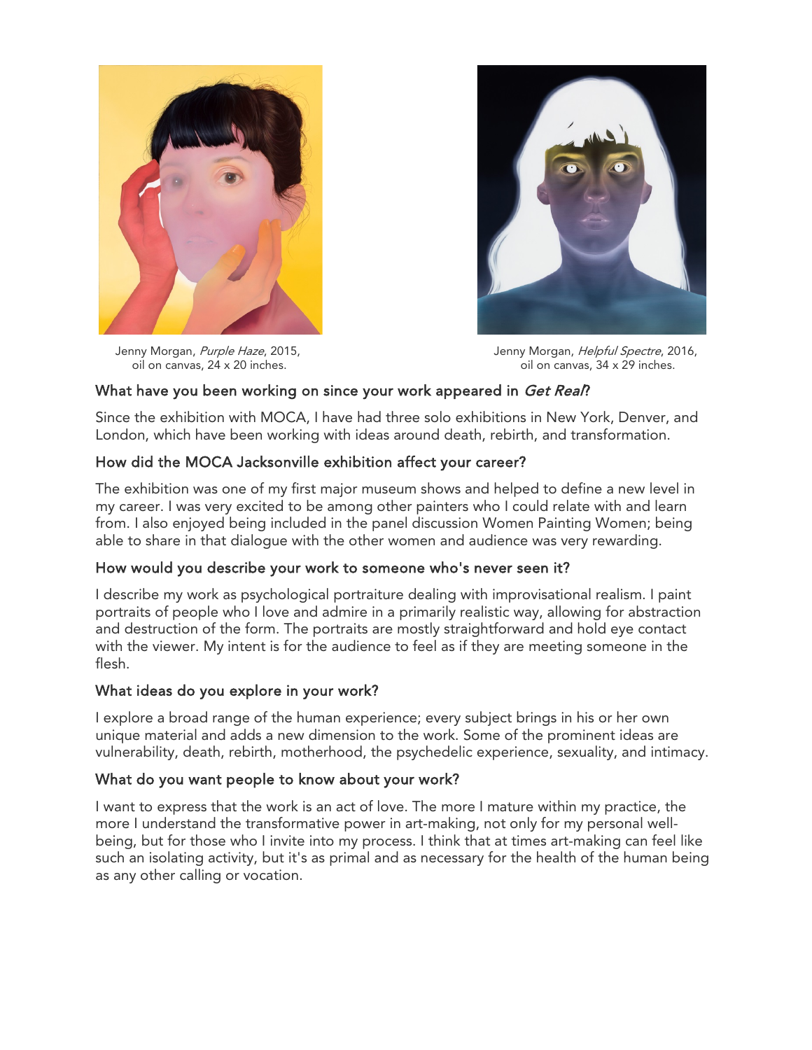Jenny Morgan, *Purple Haze*, 2015,
oil on canvas, 24 x 20 inches.

Jenny Morgan, *Helpful Spectre*, 2016,
oil on canvas, 34 x 29 inches.

### What have you been working on since your work appeared in *Get Real*?

Since the exhibition with MOCA, I have had three solo exhibitions in New York, Denver, and London, which have been working with ideas around death, rebirth, and transformation.

### How did the MOCA Jacksonville exhibition affect your career?

The exhibition was one of my first major museum shows and helped to define a new level in my career. I was very excited to be among other painters who I could relate with and learn from. I also enjoyed being included in the panel discussion Women Painting Women; being able to share in that dialogue with the other women and audience was very rewarding.

### How would you describe your work to someone who's never seen it?

I describe my work as psychological portraiture dealing with improvisational realism. I paint portraits of people who I love and admire in a primarily realistic way, allowing for abstraction and destruction of the form. The portraits are mostly straightforward and hold eye contact with the viewer. My intent is for the audience to feel as if they are meeting someone in the flesh.

### What ideas do you explore in your work?

I explore a broad range of the human experience; every subject brings in his or her own unique material and adds a new dimension to the work. Some of the prominent ideas are vulnerability, death, rebirth, motherhood, the psychedelic experience, sexuality, and intimacy.

### What do you want people to know about your work?

I want to express that the work is an act of love. The more I mature within my practice, the more I understand the transformative power in art-making, not only for my personal well-being, but for those who I invite into my process. I think that at times art-making can feel like such an isolating activity, but it's as primal and as necessary for the health of the human being as any other calling or vocation.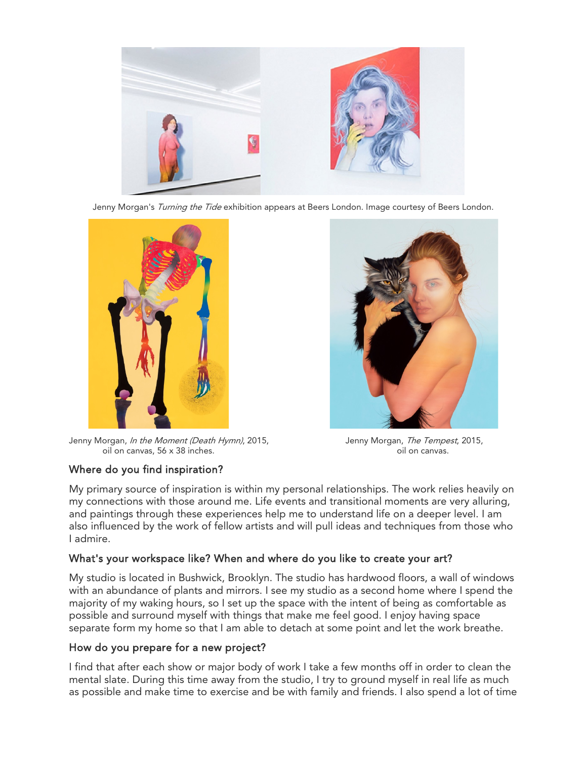Jenny Morgan's *Turning the Tide* exhibition appears at Beers London. Image courtesy of Beers London.

Jenny Morgan, *In the Moment (Death Hymn)*, 2015, oil on canvas, 56 x 38 inches.

Jenny Morgan, *The Tempest*, 2015, oil on canvas.

### Where do you find inspiration?

My primary source of inspiration is within my personal relationships. The work relies heavily on my connections with those around me. Life events and transitional moments are very alluring, and paintings through these experiences help me to understand life on a deeper level. I am also influenced by the work of fellow artists and will pull ideas and techniques from those who I admire.

### What's your workspace like? When and where do you like to create your art?

My studio is located in Bushwick, Brooklyn. The studio has hardwood floors, a wall of windows with an abundance of plants and mirrors. I see my studio as a second home where I spend the majority of my waking hours, so I set up the space with the intent of being as comfortable as possible and surround myself with things that make me feel good. I enjoy having space separate form my home so that I am able to detach at some point and let the work breathe.

### How do you prepare for a new project?

I find that after each show or major body of work I take a few months off in order to clean the mental slate. During this time away from the studio, I try to ground myself in real life as much as possible and make time to exercise and be with family and friends. I also spend a lot of time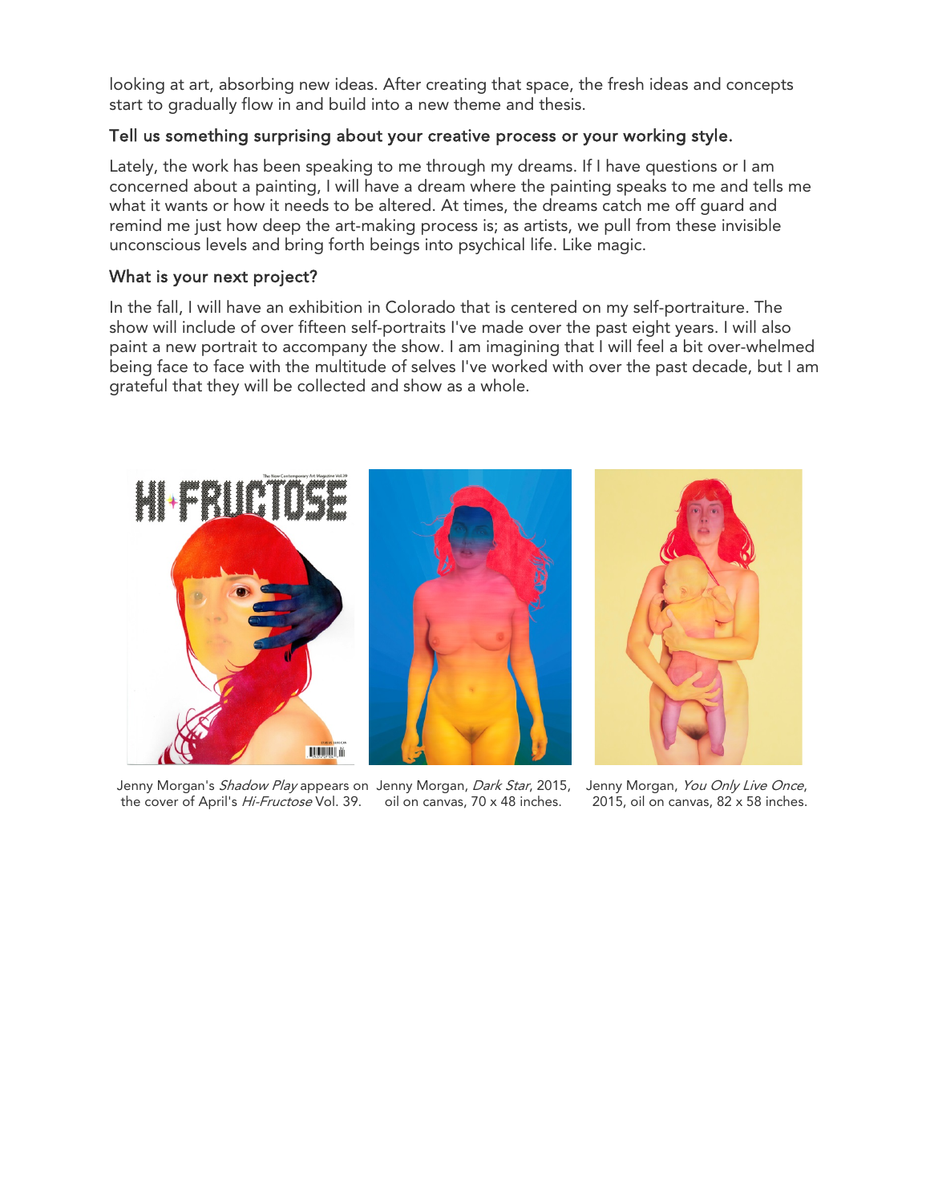looking at art, absorbing new ideas. After creating that space, the fresh ideas and concepts start to gradually flow in and build into a new theme and thesis.

### Tell us something surprising about your creative process or your working style.

Lately, the work has been speaking to me through my dreams. If I have questions or I am concerned about a painting, I will have a dream where the painting speaks to me and tells me what it wants or how it needs to be altered. At times, the dreams catch me off guard and remind me just how deep the art-making process is; as artists, we pull from these invisible unconscious levels and bring forth beings into psychical life. Like magic.

### What is your next project?

In the fall, I will have an exhibition in Colorado that is centered on my self-portraiture. The show will include of over fifteen self-portraits I've made over the past eight years. I will also paint a new portrait to accompany the show. I am imagining that I will feel a bit over-whelmed being face to face with the multitude of selves I've worked with over the past decade, but I am grateful that they will be collected and show as a whole.

Jenny Morgan's *Shadow Play* appears on the cover of April's *Hi-Fructose* Vol. 39.

Jenny Morgan, *Dark Star*, 2015, oil on canvas, 70 x 48 inches.

Jenny Morgan, *You Only Live Once*, 2015, oil on canvas, 82 x 58 inches.